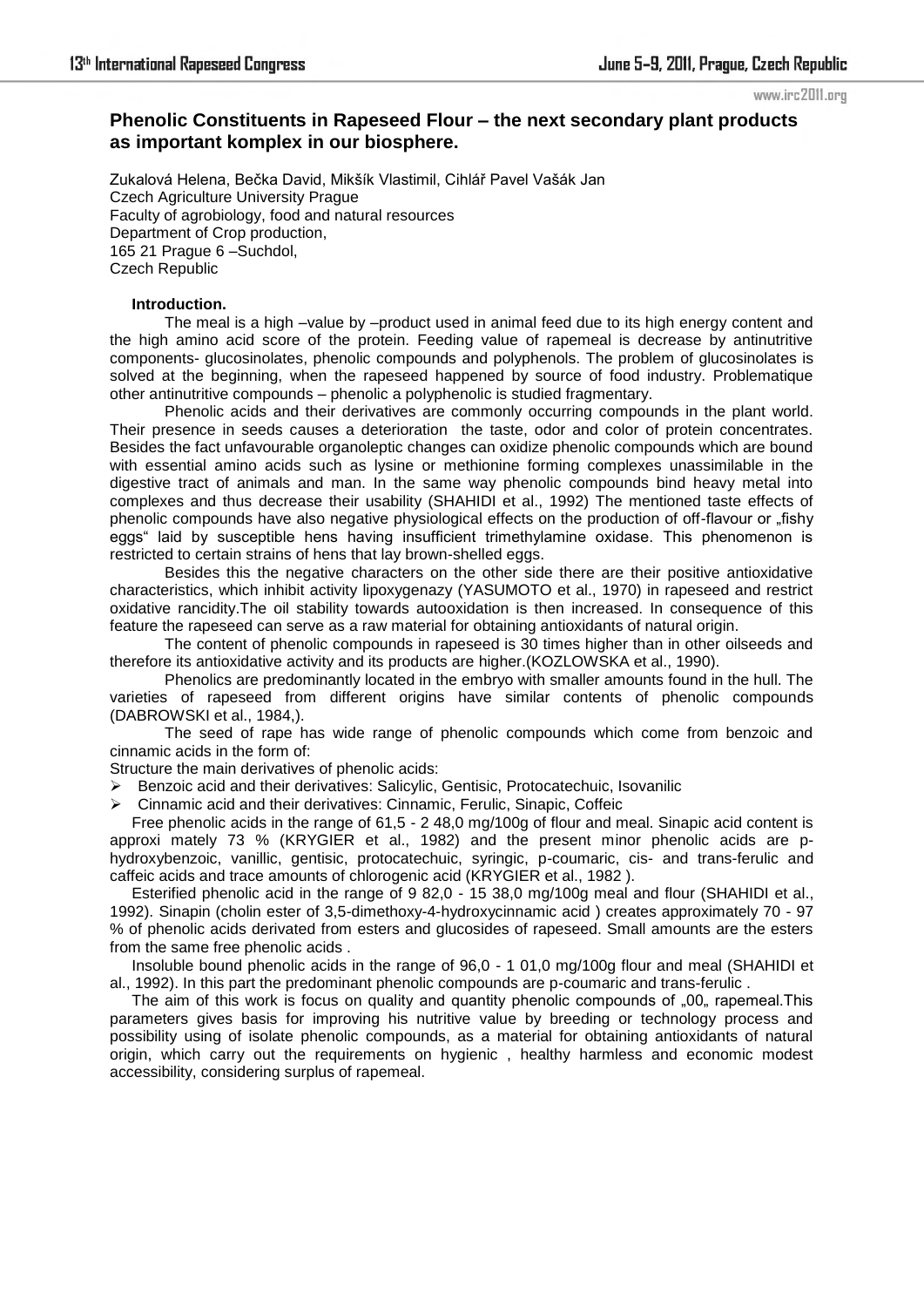## Phenolic Constituents in Rapeseed Flour – the next secondary plant products as important komplex in our biosphere.

Zukalová Helena, Bečka David, Mikšík Vlastimil, Cihlář Pavel Vašák Jan
Czech Agriculture University Prague
Faculty of agrobiology, food and natural resources
Department of Crop production,
165 21 Prague 6 –Suchdol,
Czech Republic

### Introduction.

The meal is a high –value by –product used in animal feed due to its high energy content and the high amino acid score of the protein. Feeding value of rapemeal is decrease by antinutritive components- glucosinolates, phenolic compounds and polyphenols. The problem of glucosinolates is solved at the beginning, when the rapeseed happened by source of food industry. Problematique other antinutritive compounds – phenolic a polyphenolic is studied fragmentary.

Phenolic acids and their derivatives are commonly occurring compounds in the plant world. Their presence in seeds causes a deterioration the taste, odor and color of protein concentrates. Besides the fact unfavourable organoleptic changes can oxidize phenolic compounds which are bound with essential amino acids such as lysine or methionine forming complexes unassimilable in the digestive tract of animals and man. In the same way phenolic compounds bind heavy metal into complexes and thus decrease their usability (SHAHIDI et al., 1992) The mentioned taste effects of phenolic compounds have also negative physiological effects on the production of off-flavour or „fishy eggs" laid by susceptible hens having insufficient trimethylamine oxidase. This phenomenon is restricted to certain strains of hens that lay brown-shelled eggs.

Besides this the negative characters on the other side there are their positive antioxidative characteristics, which inhibit activity lipoxygenazy (YASUMOTO et al., 1970) in rapeseed and restrict oxidative rancidity.The oil stability towards autooxidation is then increased. In consequence of this feature the rapeseed can serve as a raw material for obtaining antioxidants of natural origin.

The content of phenolic compounds in rapeseed is 30 times higher than in other oilseeds and therefore its antioxidative activity and its products are higher.(KOZLOWSKA et al., 1990).

Phenolics are predominantly located in the embryo with smaller amounts found in the hull. The varieties of rapeseed from different origins have similar contents of phenolic compounds (DABROWSKI et al., 1984,).

The seed of rape has wide range of phenolic compounds which come from benzoic and cinnamic acids in the form of:

Structure the main derivatives of phenolic acids:

- Benzoic acid and their derivatives: Salicylic, Gentisic, Protocatechuic, Isovanilic
- Cinnamic acid and their derivatives: Cinnamic, Ferulic, Sinapic, Coffeic

Free phenolic acids in the range of 61,5 - 2 48,0 mg/100g of flour and meal. Sinapic acid content is approxi mately 73 % (KRYGIER et al., 1982) and the present minor phenolic acids are p-hydroxybenzoic, vanillic, gentisic, protocatechuic, syringic, p-coumaric, cis- and trans-ferulic and caffeic acids and trace amounts of chlorogenic acid (KRYGIER et al., 1982 ).

Esterified phenolic acid in the range of 9 82,0 - 15 38,0 mg/100g meal and flour (SHAHIDI et al., 1992). Sinapin (cholin ester of 3,5-dimethoxy-4-hydroxycinnamic acid ) creates approximately 70 - 97 % of phenolic acids derivated from esters and glucosides of rapeseed. Small amounts are the esters from the same free phenolic acids .

Insoluble bound phenolic acids in the range of 96,0 - 1 01,0 mg/100g flour and meal (SHAHIDI et al., 1992). In this part the predominant phenolic compounds are p-coumaric and trans-ferulic .

The aim of this work is focus on quality and quantity phenolic compounds of „00„ rapemeal.This parameters gives basis for improving his nutritive value by breeding or technology process and possibility using of isolate phenolic compounds, as a material for obtaining antioxidants of natural origin, which carry out the requirements on hygienic , healthy harmless and economic modest accessibility, considering surplus of rapemeal.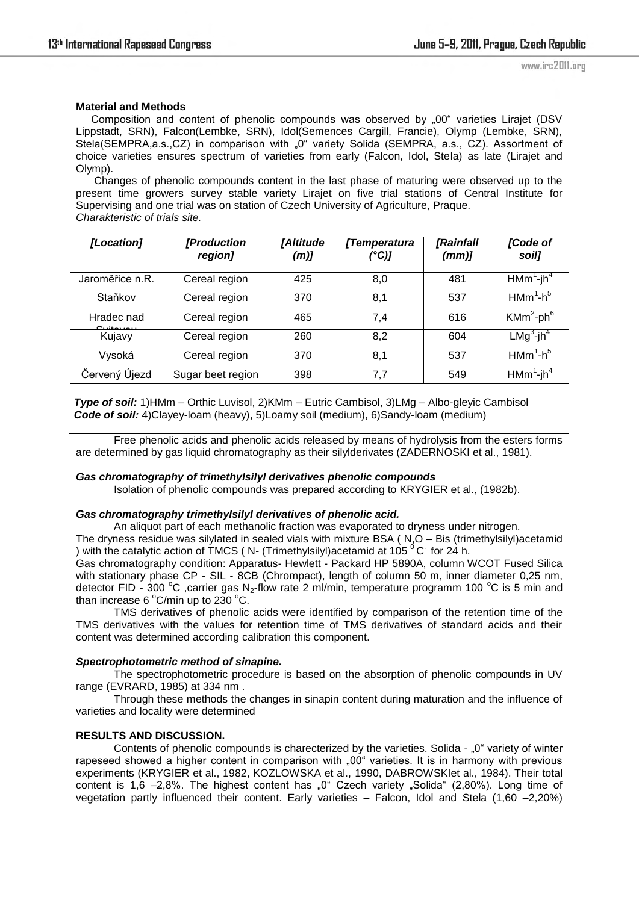**Material and Methods**

Composition and content of phenolic compounds was observed by „00“ varieties Lirajet (DSV Lippstadt, SRN), Falcon(Lembke, SRN), Idol(Semences Cargill, Francie), Olymp (Lembke, SRN), Stela(SEMPRA,a.s.,CZ) in comparison with „0“ variety Solida (SEMPRA, a.s., CZ). Assortment of choice varieties ensures spectrum of varieties from early (Falcon, Idol, Stela) as late (Lirajet and Olymp).

Changes of phenolic compounds content in the last phase of maturing were observed up to the present time growers survey stable variety Lirajet on five trial stations of Central Institute for Supervising and one trial was on station of Czech University of Agriculture, Praque.

*Charakteristic of trials site.*

| *[Location]* | *[Production region]* | *[Altitude (m)]* | *[Temperatura (°C)]* | *[Rainfall (mm)]* | *[Code of soil]* |
|---|---|---|---|---|---|
| Jaroměřice n.R. | Cereal region | 425 | 8,0 | 481 | HMm[1]-jh[4] |
| Staňkov | Cereal region | 370 | 8,1 | 537 | HMm[1]-h[5] |
| Hradec nad Svitavou | Cereal region | 465 | 7,4 | 616 | KMm[2]-ph[6] |
| Kujavy | Cereal region | 260 | 8,2 | 604 | LMg[3]-jh[4] |
| Vysoká | Cereal region | 370 | 8,1 | 537 | HMm[1]-h[5] |
| Červený Újezd | Sugar beet region | 398 | 7,7 | 549 | HMm[1]-jh[4] |

***Type of soil:*** 1)HMm – Orthic Luvisol, 2)KMm – Eutric Cambisol, 3)LMg – Albo-gleyic Cambisol
***Code of soil:*** 4)Clayey-loam (heavy), 5)Loamy soil (medium), 6)Sandy-loam (medium)

Free phenolic acids and phenolic acids released by means of hydrolysis from the esters forms are determined by gas liquid chromatography as their silylderivates (ZADERNOSKI et al., 1981).

***Gas chromatography of trimethylsilyl derivatives phenolic compounds***

Isolation of phenolic compounds was prepared according to KRYGIER et al., (1982b).

***Gas chromatography trimethylsilyl derivatives of phenolic acid.***

An aliquot part of each methanolic fraction was evaporated to dryness under nitrogen.

The dryness residue was silylated in sealed vials with mixture BSA ( N,O – Bis (trimethylsilyl)acetamid ) with the catalytic action of TMCS ( N- (Trimethylsilyl)acetamid at 105 $^0$C for 24 h.

Gas chromatography condition: Apparatus- Hewlett - Packard HP 5890A, column WCOT Fused Silica with stationary phase CP - SIL - 8CB (Chrompact), length of column 50 m, inner diameter 0,25 nm, detector FID - 300 °C ,carrier gas $N_2$-flow rate 2 ml/min, temperature programm 100 °C is 5 min and than increase 6 °C/min up to 230 °C.

TMS derivatives of phenolic acids were identified by comparison of the retention time of the TMS derivatives with the values for retention time of TMS derivatives of standard acids and their content was determined according calibration this component.

***Spectrophotometric method of sinapine.***

The spectrophotometric procedure is based on the absorption of phenolic compounds in UV range (EVRARD, 1985) at 334 nm .

Through these methods the changes in sinapin content during maturation and the influence of varieties and locality were determined

**RESULTS AND DISCUSSION.**

Contents of phenolic compounds is charecterized by the varieties. Solida - „0“ variety of winter rapeseed showed a higher content in comparison with „00“ varieties. It is in harmony with previous experiments (KRYGIER et al., 1982, KOZLOWSKA et al., 1990, DABROWSKIet al., 1984). Their total content is 1,6 –2,8%. The highest content has „0“ Czech variety „Solida“ (2,80%). Long time of vegetation partly influenced their content. Early varieties – Falcon, Idol and Stela (1,60 –2,20%)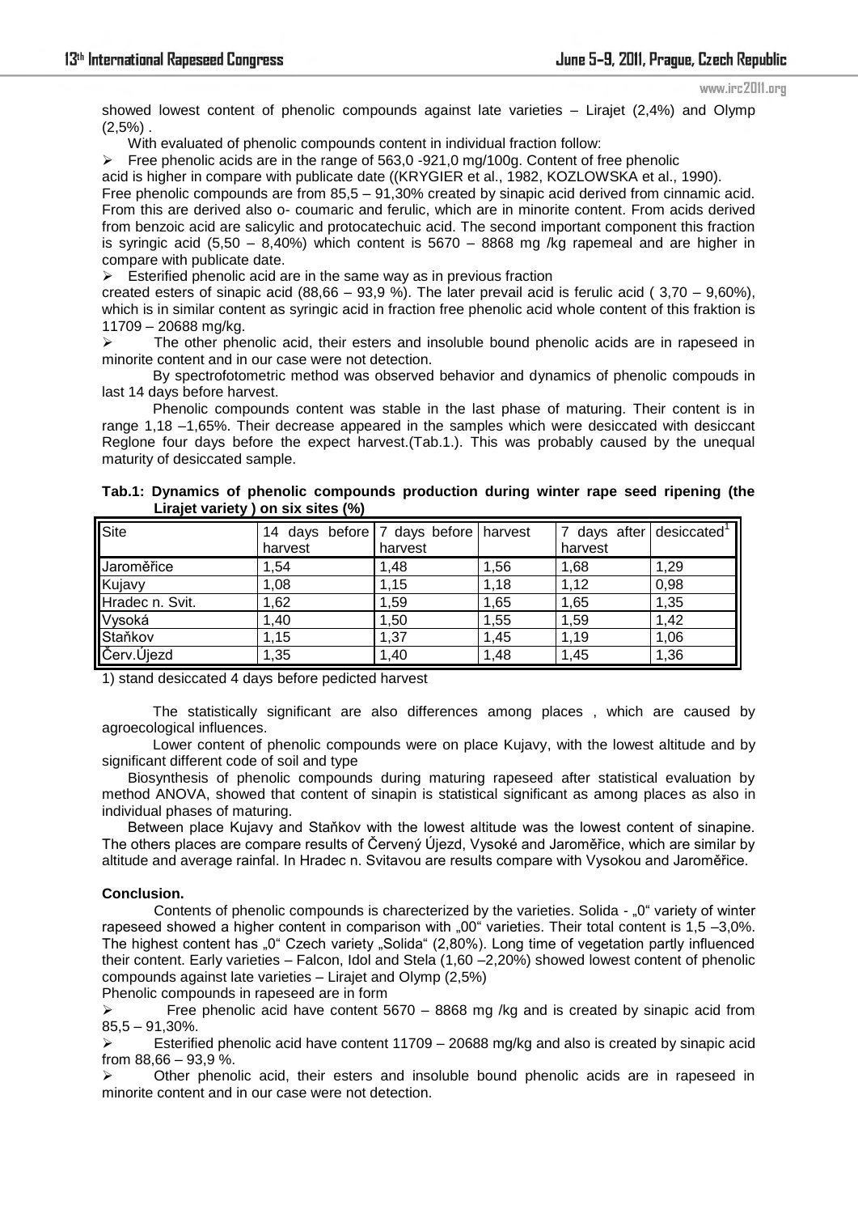showed lowest content of phenolic compounds against late varieties – Lirajet (2,4%) and Olymp (2,5%) .

With evaluated of phenolic compounds content in individual fraction follow:

- Free phenolic acids are in the range of 563,0 -921,0 mg/100g. Content of free phenolic

acid is higher in compare with publicate date ((KRYGIER et al., 1982, KOZLOWSKA et al., 1990).
Free phenolic compounds are from 85,5 – 91,30% created by sinapic acid derived from cinnamic acid. From this are derived also o- coumaric and ferulic, which are in minorite content. From acids derived from benzoic acid are salicylic and protocatechuic acid. The second important component this fraction is syringic acid (5,50 – 8,40%) which content is 5670 – 8868 mg /kg rapemeal and are higher in compare with publicate date.

- Esterified phenolic acid are in the same way as in previous fraction

created esters of sinapic acid (88,66 – 93,9 %). The later prevail acid is ferulic acid ( 3,70 – 9,60%), which is in similar content as syringic acid in fraction free phenolic acid whole content of this fraktion is 11709 – 20688 mg/kg.

- The other phenolic acid, their esters and insoluble bound phenolic acids are in rapeseed in minorite content and in our case were not detection.

By spectrofotometric method was observed behavior and dynamics of phenolic compouds in last 14 days before harvest.

Phenolic compounds content was stable in the last phase of maturing. Their content is in range 1,18 –1,65%. Their decrease appeared in the samples which were desiccated with desiccant Reglone four days before the expect harvest.(Tab.1.). This was probably caused by the unequal maturity of desiccated sample.

**Tab.1: Dynamics of phenolic compounds production during winter rape seed ripening (the Lirajet variety ) on six sites (%)**

| Site | 14 days before harvest | 7 days before harvest | harvest | 7 days after harvest | desiccated[1] |
|---|---|---|---|---|---|
| Jaroměřice | 1,54 | 1,48 | 1,56 | 1,68 | 1,29 |
| Kujavy | 1,08 | 1,15 | 1,18 | 1,12 | 0,98 |
| Hradec n. Svit. | 1,62 | 1,59 | 1,65 | 1,65 | 1,35 |
| Vysoká | 1,40 | 1,50 | 1,55 | 1,59 | 1,42 |
| Staňkov | 1,15 | 1,37 | 1,45 | 1,19 | 1,06 |
| Červ.Újezd | 1,35 | 1,40 | 1,48 | 1,45 | 1,36 |

1) stand desiccated 4 days before pedicted harvest

The statistically significant are also differences among places , which are caused by agroecological influences.

Lower content of phenolic compounds were on place Kujavy, with the lowest altitude and by significant different code of soil and type

Biosynthesis of phenolic compounds during maturing rapeseed after statistical evaluation by method ANOVA, showed that content of sinapin is statistical significant as among places as also in individual phases of maturing.

Between place Kujavy and Staňkov with the lowest altitude was the lowest content of sinapine. The others places are compare results of Červený Újezd, Vysoké and Jaroměřice, which are similar by altitude and average rainfal. In Hradec n. Svitavou are results compare with Vysokou and Jaroměřice.

**Conclusion.**

Contents of phenolic compounds is charecterized by the varieties. Solida - „0“ variety of winter rapeseed showed a higher content in comparison with „00“ varieties. Their total content is 1,5 –3,0%. The highest content has „0“ Czech variety „Solida“ (2,80%). Long time of vegetation partly influenced their content. Early varieties – Falcon, Idol and Stela (1,60 –2,20%) showed lowest content of phenolic compounds against late varieties – Lirajet and Olymp (2,5%)

Phenolic compounds in rapeseed are in form

- Free phenolic acid have content 5670 – 8868 mg /kg and is created by sinapic acid from 85,5 – 91,30%.
- Esterified phenolic acid have content 11709 – 20688 mg/kg and also is created by sinapic acid from 88,66 – 93,9 %.
- Other phenolic acid, their esters and insoluble bound phenolic acids are in rapeseed in minorite content and in our case were not detection.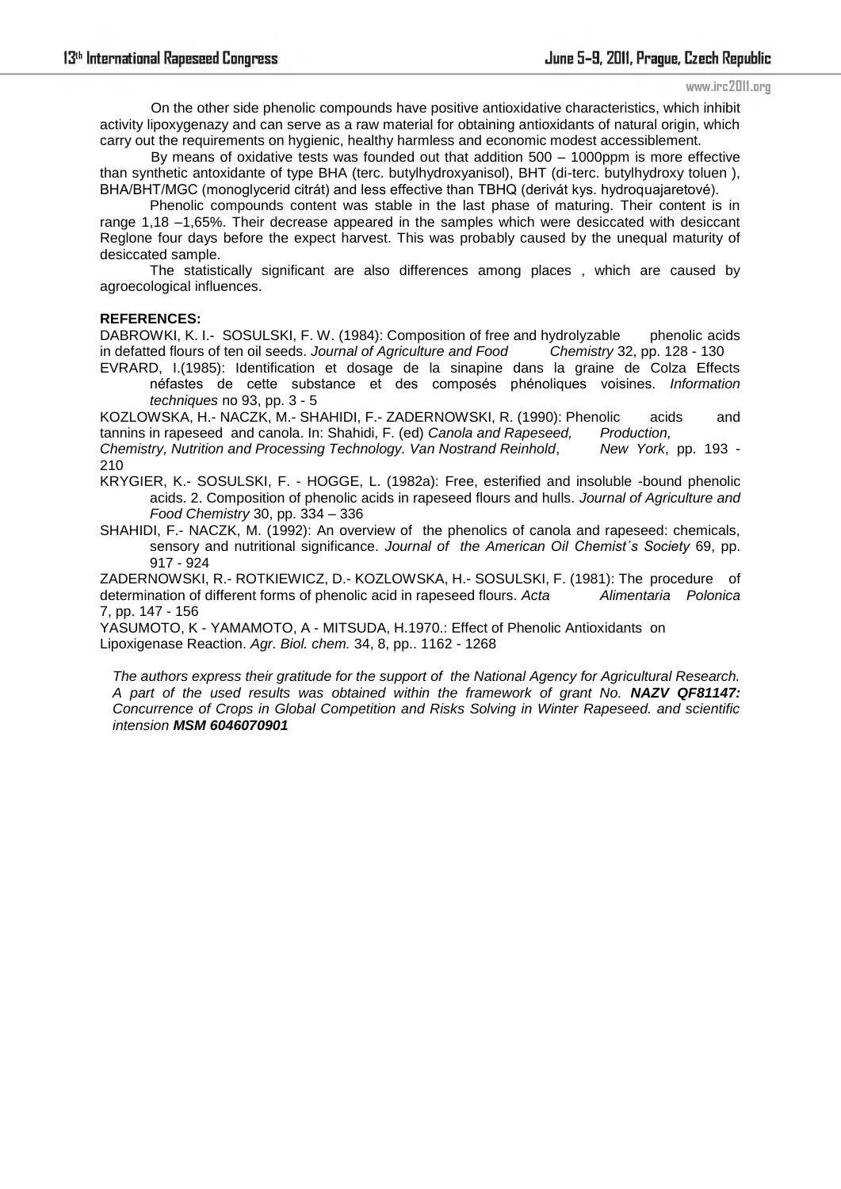On the other side phenolic compounds have positive antioxidative characteristics, which inhibit activity lipoxygenazy and can serve as a raw material for obtaining antioxidants of natural origin, which carry out the requirements on hygienic, healthy harmless and economic modest accessiblement.

By means of oxidative tests was founded out that addition 500 – 1000ppm is more effective than synthetic antoxidante of type BHA (terc. butylhydroxyanisol), BHT (di-terc. butylhydroxy toluen ), BHA/BHT/MGC (monoglycerid citrát) and less effective than TBHQ (derivát kys. hydroquajaretové).

Phenolic compounds content was stable in the last phase of maturing. Their content is in range 1,18 –1,65%. Their decrease appeared in the samples which were desiccated with desiccant Reglone four days before the expect harvest. This was probably caused by the unequal maturity of desiccated sample.

The statistically significant are also differences among places , which are caused by agroecological influences.

**REFERENCES:**

DABROWKI, K. I.- SOSULSKI, F. W. (1984): Composition of free and hydrolyzable phenolic acids in defatted flours of ten oil seeds. *Journal of Agriculture and Food Chemistry* 32, pp. 128 - 130

EVRARD, I.(1985): Identification et dosage de la sinapine dans la graine de Colza Effects néfastes de cette substance et des composés phénoliques voisines. *Information techniques* no 93, pp. 3 - 5

KOZLOWSKA, H.- NACZK, M.- SHAHIDI, F.- ZADERNOWSKI, R. (1990): Phenolic acids and tannins in rapeseed and canola. In: Shahidi, F. (ed) *Canola and Rapeseed, Production, Chemistry, Nutrition and Processing Technology. Van Nostrand Reinhold*, *New York*, pp. 193 - 210

KRYGIER, K.- SOSULSKI, F. - HOGGE, L. (1982a): Free, esterified and insoluble -bound phenolic acids. 2. Composition of phenolic acids in rapeseed flours and hulls. *Journal of Agriculture and Food Chemistry* 30, pp. 334 – 336

SHAHIDI, F.- NACZK, M. (1992): An overview of the phenolics of canola and rapeseed: chemicals, sensory and nutritional significance. *Journal of the American Oil Chemist´s Society* 69, pp. 917 - 924

ZADERNOWSKI, R.- ROTKIEWICZ, D.- KOZLOWSKA, H.- SOSULSKI, F. (1981): The procedure of determination of different forms of phenolic acid in rapeseed flours. *Acta Alimentaria Polonica* 7, pp. 147 - 156

YASUMOTO, K - YAMAMOTO, A - MITSUDA, H.1970.: Effect of Phenolic Antioxidants on Lipoxigenase Reaction. *Agr. Biol. chem.* 34, 8, pp.. 1162 - 1268

*The authors express their gratitude for the support of the National Agency for Agricultural Research. A part of the used results was obtained within the framework of grant No.* ***NAZV QF81147:*** *Concurrence of Crops in Global Competition and Risks Solving in Winter Rapeseed. and scientific intension* ***MSM 6046070901***